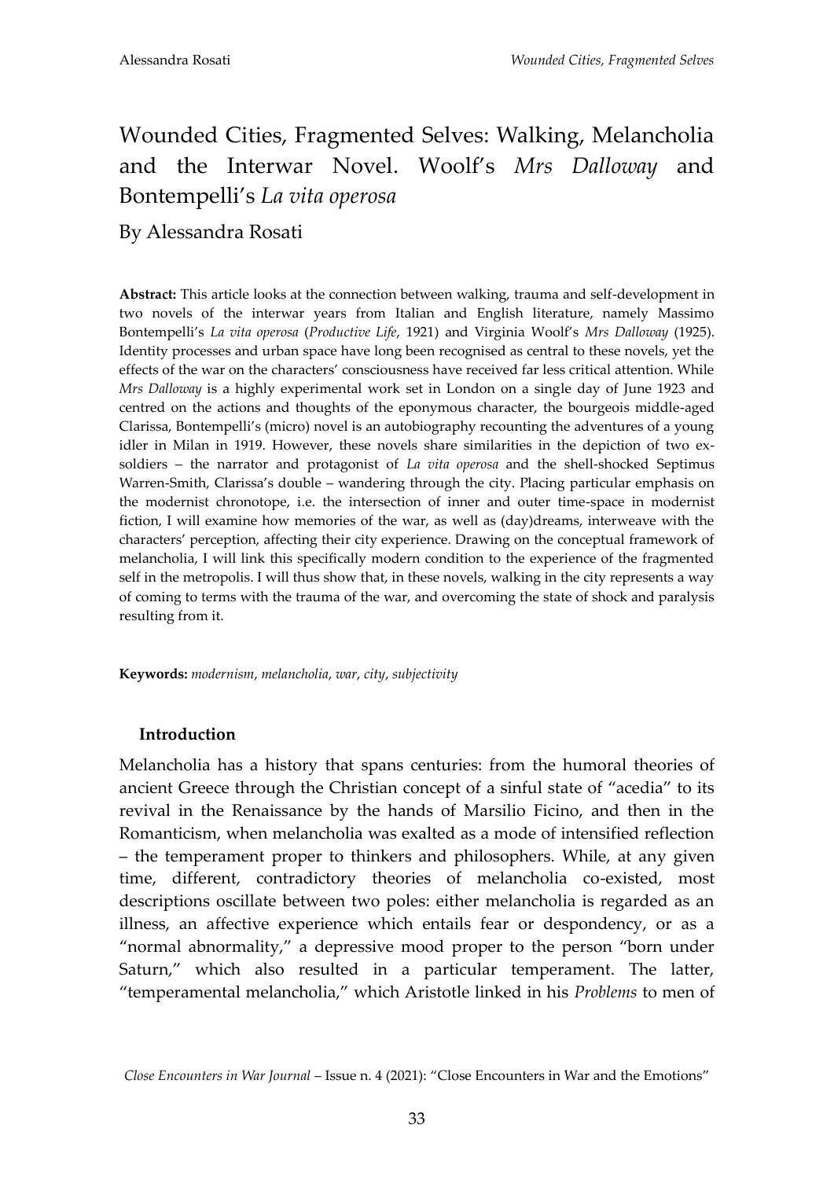# Wounded Cities, Fragmented Selves: Walking, Melancholia and the Interwar Novel. Woolf's *Mrs Dalloway* and Bontempelli's *La vita operosa*

By Alessandra Rosati

**Abstract:** This article looks at the connection between walking, trauma and self-development in two novels of the interwar years from Italian and English literature, namely Massimo Bontempelli's *La vita operosa* (*Productive Life*, 1921) and Virginia Woolf's *Mrs Dalloway* (1925). Identity processes and urban space have long been recognised as central to these novels, yet the effects of the war on the characters' consciousness have received far less critical attention. While *Mrs Dalloway* is a highly experimental work set in London on a single day of June 1923 and centred on the actions and thoughts of the eponymous character, the bourgeois middle-aged Clarissa, Bontempelli's (micro) novel is an autobiography recounting the adventures of a young idler in Milan in 1919. However, these novels share similarities in the depiction of two ex-soldiers – the narrator and protagonist of *La vita operosa* and the shell-shocked Septimus Warren-Smith, Clarissa's double – wandering through the city. Placing particular emphasis on the modernist chronotope, i.e. the intersection of inner and outer time-space in modernist fiction, I will examine how memories of the war, as well as (day)dreams, interweave with the characters' perception, affecting their city experience. Drawing on the conceptual framework of melancholia, I will link this specifically modern condition to the experience of the fragmented self in the metropolis. I will thus show that, in these novels, walking in the city represents a way of coming to terms with the trauma of the war, and overcoming the state of shock and paralysis resulting from it.

**Keywords:** *modernism*, *melancholia*, *war*, *city*, *subjectivity*

## Introduction

Melancholia has a history that spans centuries: from the humoral theories of ancient Greece through the Christian concept of a sinful state of "acedia" to its revival in the Renaissance by the hands of Marsilio Ficino, and then in the Romanticism, when melancholia was exalted as a mode of intensified reflection – the temperament proper to thinkers and philosophers. While, at any given time, different, contradictory theories of melancholia co-existed, most descriptions oscillate between two poles: either melancholia is regarded as an illness, an affective experience which entails fear or despondency, or as a "normal abnormality," a depressive mood proper to the person "born under Saturn," which also resulted in a particular temperament. The latter, "temperamental melancholia," which Aristotle linked in his *Problems* to men of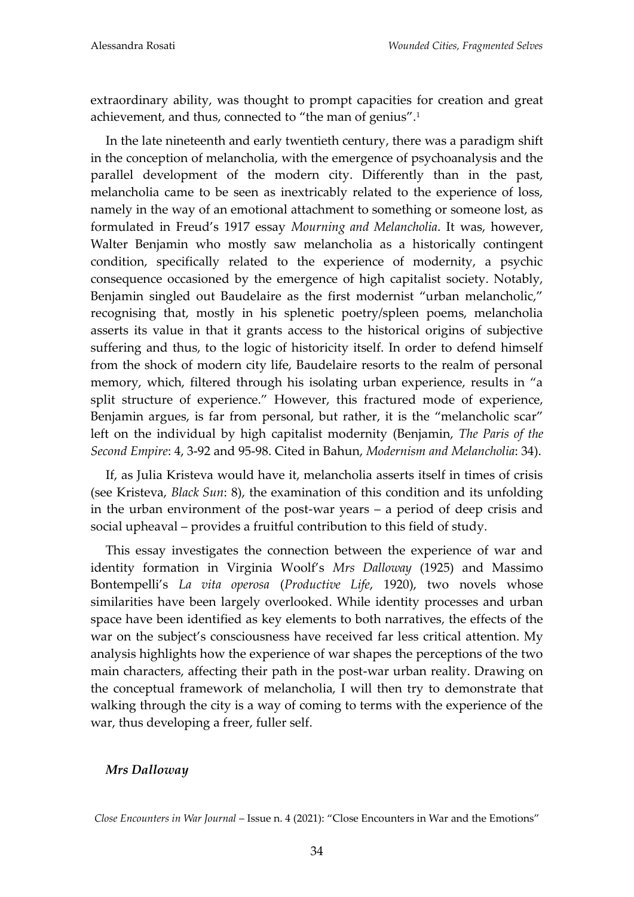extraordinary ability, was thought to prompt capacities for creation and great achievement, and thus, connected to "the man of genius".[1]

In the late nineteenth and early twentieth century, there was a paradigm shift in the conception of melancholia, with the emergence of psychoanalysis and the parallel development of the modern city. Differently than in the past, melancholia came to be seen as inextricably related to the experience of loss, namely in the way of an emotional attachment to something or someone lost, as formulated in Freud's 1917 essay *Mourning and Melancholia*. It was, however, Walter Benjamin who mostly saw melancholia as a historically contingent condition, specifically related to the experience of modernity, a psychic consequence occasioned by the emergence of high capitalist society. Notably, Benjamin singled out Baudelaire as the first modernist "urban melancholic," recognising that, mostly in his splenetic poetry/spleen poems, melancholia asserts its value in that it grants access to the historical origins of subjective suffering and thus, to the logic of historicity itself. In order to defend himself from the shock of modern city life, Baudelaire resorts to the realm of personal memory, which, filtered through his isolating urban experience, results in "a split structure of experience." However, this fractured mode of experience, Benjamin argues, is far from personal, but rather, it is the "melancholic scar" left on the individual by high capitalist modernity (Benjamin, *The Paris of the Second Empire*: 4, 3-92 and 95-98. Cited in Bahun, *Modernism and Melancholia*: 34).

If, as Julia Kristeva would have it, melancholia asserts itself in times of crisis (see Kristeva, *Black Sun*: 8), the examination of this condition and its unfolding in the urban environment of the post-war years – a period of deep crisis and social upheaval – provides a fruitful contribution to this field of study.

This essay investigates the connection between the experience of war and identity formation in Virginia Woolf's *Mrs Dalloway* (1925) and Massimo Bontempelli's *La vita operosa* (*Productive Life*, 1920), two novels whose similarities have been largely overlooked. While identity processes and urban space have been identified as key elements to both narratives, the effects of the war on the subject's consciousness have received far less critical attention. My analysis highlights how the experience of war shapes the perceptions of the two main characters, affecting their path in the post-war urban reality. Drawing on the conceptual framework of melancholia, I will then try to demonstrate that walking through the city is a way of coming to terms with the experience of the war, thus developing a freer, fuller self.

### *Mrs Dalloway*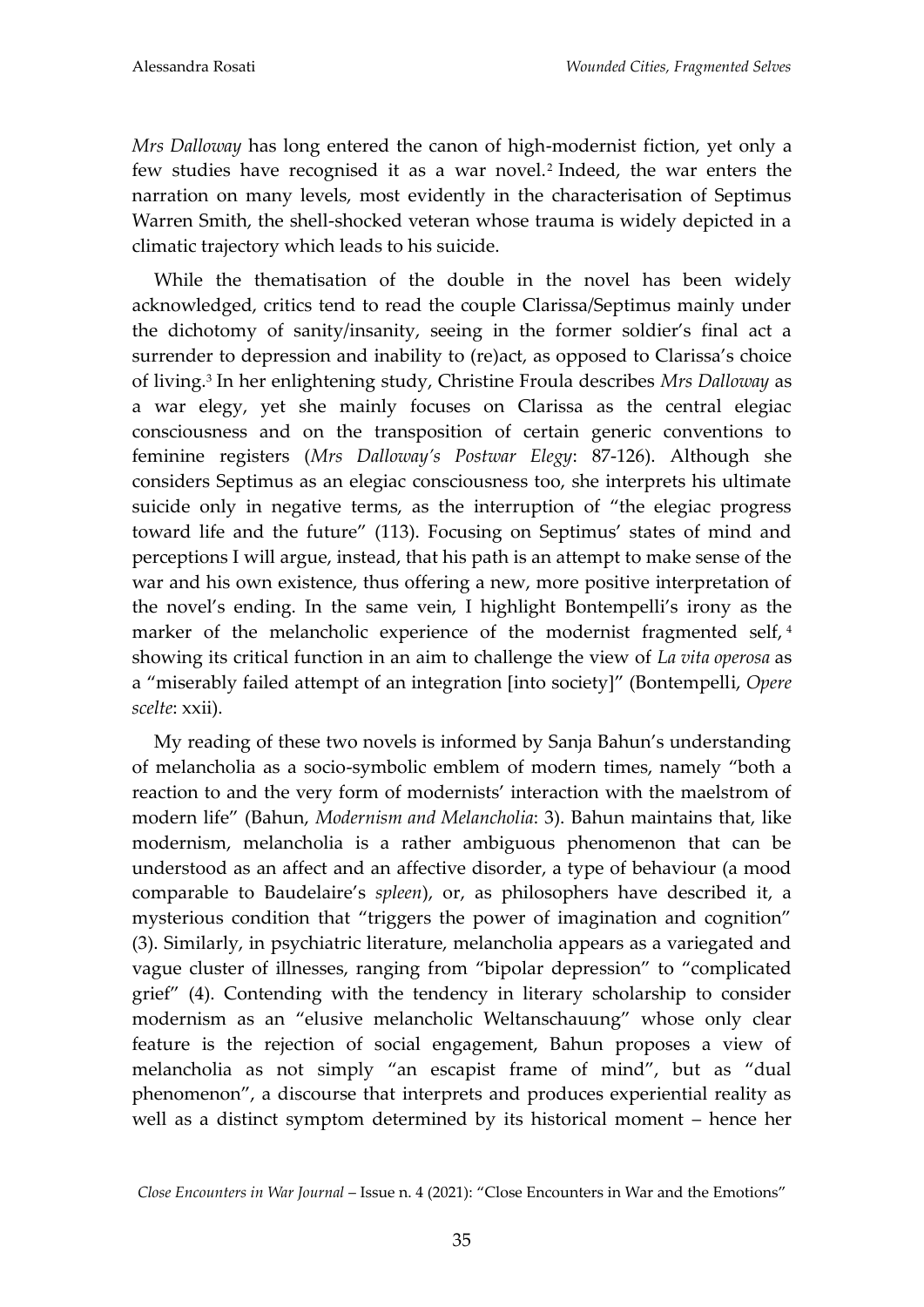*Mrs Dalloway* has long entered the canon of high-modernist fiction, yet only a few studies have recognised it as a war novel.[2] Indeed, the war enters the narration on many levels, most evidently in the characterisation of Septimus Warren Smith, the shell-shocked veteran whose trauma is widely depicted in a climatic trajectory which leads to his suicide.

While the thematisation of the double in the novel has been widely acknowledged, critics tend to read the couple Clarissa/Septimus mainly under the dichotomy of sanity/insanity, seeing in the former soldier's final act a surrender to depression and inability to (re)act, as opposed to Clarissa's choice of living.[3] In her enlightening study, Christine Froula describes *Mrs Dalloway* as a war elegy, yet she mainly focuses on Clarissa as the central elegiac consciousness and on the transposition of certain generic conventions to feminine registers (*Mrs Dalloway's Postwar Elegy*: 87-126). Although she considers Septimus as an elegiac consciousness too, she interprets his ultimate suicide only in negative terms, as the interruption of "the elegiac progress toward life and the future" (113). Focusing on Septimus' states of mind and perceptions I will argue, instead, that his path is an attempt to make sense of the war and his own existence, thus offering a new, more positive interpretation of the novel's ending. In the same vein, I highlight Bontempelli's irony as the marker of the melancholic experience of the modernist fragmented self,[4] showing its critical function in an aim to challenge the view of *La vita operosa* as a "miserably failed attempt of an integration [into society]" (Bontempelli, *Opere scelte*: xxii).

My reading of these two novels is informed by Sanja Bahun's understanding of melancholia as a socio-symbolic emblem of modern times, namely "both a reaction to and the very form of modernists' interaction with the maelstrom of modern life" (Bahun, *Modernism and Melancholia*: 3). Bahun maintains that, like modernism, melancholia is a rather ambiguous phenomenon that can be understood as an affect and an affective disorder, a type of behaviour (a mood comparable to Baudelaire's *spleen*), or, as philosophers have described it, a mysterious condition that "triggers the power of imagination and cognition" (3). Similarly, in psychiatric literature, melancholia appears as a variegated and vague cluster of illnesses, ranging from "bipolar depression" to "complicated grief" (4). Contending with the tendency in literary scholarship to consider modernism as an "elusive melancholic Weltanschauung" whose only clear feature is the rejection of social engagement, Bahun proposes a view of melancholia as not simply "an escapist frame of mind", but as "dual phenomenon", a discourse that interprets and produces experiential reality as well as a distinct symptom determined by its historical moment – hence her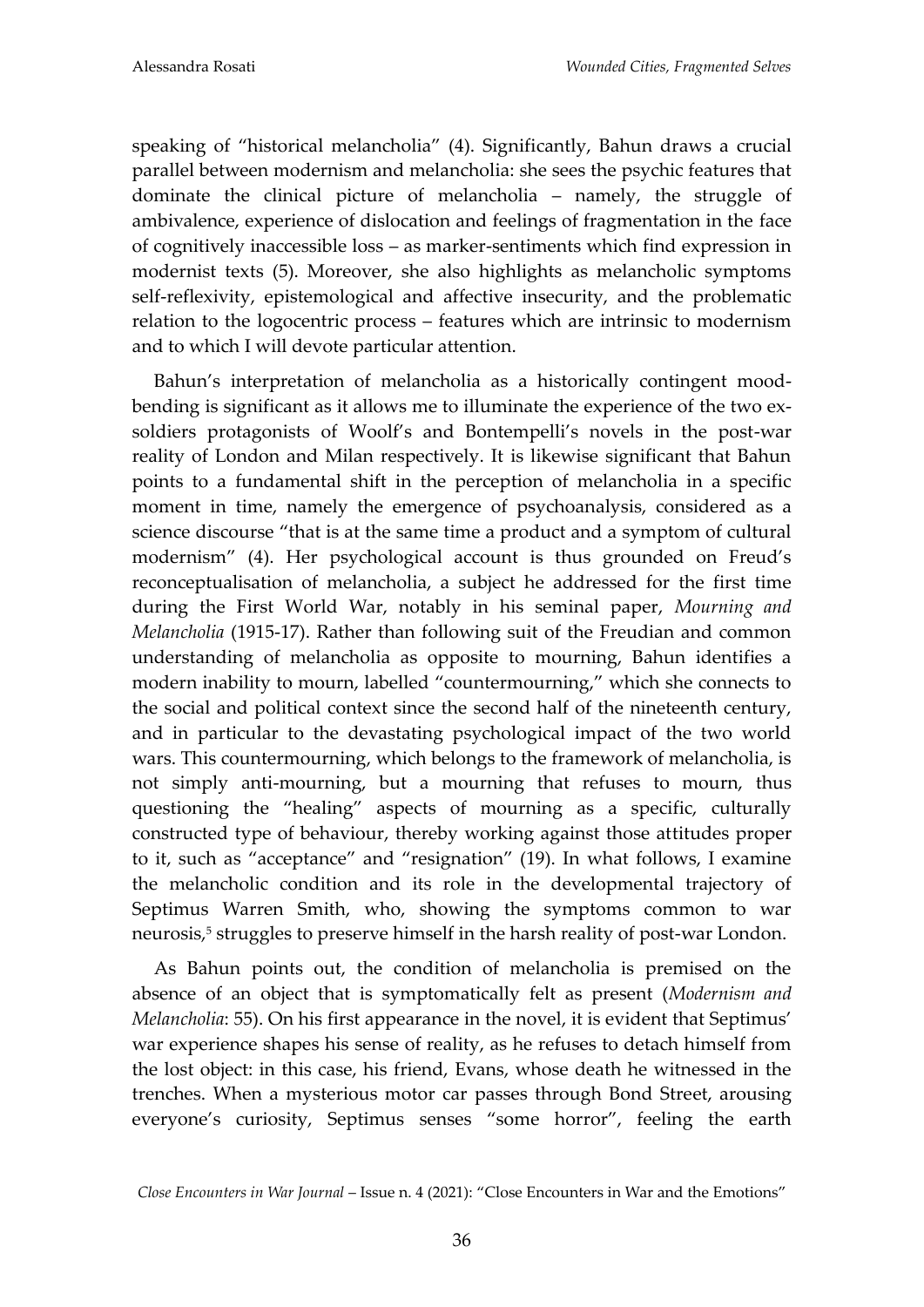speaking of "historical melancholia" (4). Significantly, Bahun draws a crucial parallel between modernism and melancholia: she sees the psychic features that dominate the clinical picture of melancholia – namely, the struggle of ambivalence, experience of dislocation and feelings of fragmentation in the face of cognitively inaccessible loss – as marker-sentiments which find expression in modernist texts (5). Moreover, she also highlights as melancholic symptoms self-reflexivity, epistemological and affective insecurity, and the problematic relation to the logocentric process – features which are intrinsic to modernism and to which I will devote particular attention.

Bahun's interpretation of melancholia as a historically contingent mood-bending is significant as it allows me to illuminate the experience of the two ex-soldiers protagonists of Woolf's and Bontempelli's novels in the post-war reality of London and Milan respectively. It is likewise significant that Bahun points to a fundamental shift in the perception of melancholia in a specific moment in time, namely the emergence of psychoanalysis, considered as a science discourse "that is at the same time a product and a symptom of cultural modernism" (4). Her psychological account is thus grounded on Freud's reconceptualisation of melancholia, a subject he addressed for the first time during the First World War, notably in his seminal paper, *Mourning and Melancholia* (1915-17). Rather than following suit of the Freudian and common understanding of melancholia as opposite to mourning, Bahun identifies a modern inability to mourn, labelled "countermourning," which she connects to the social and political context since the second half of the nineteenth century, and in particular to the devastating psychological impact of the two world wars. This countermourning, which belongs to the framework of melancholia, is not simply anti-mourning, but a mourning that refuses to mourn, thus questioning the "healing" aspects of mourning as a specific, culturally constructed type of behaviour, thereby working against those attitudes proper to it, such as "acceptance" and "resignation" (19). In what follows, I examine the melancholic condition and its role in the developmental trajectory of Septimus Warren Smith, who, showing the symptoms common to war neurosis,[5] struggles to preserve himself in the harsh reality of post-war London.

As Bahun points out, the condition of melancholia is premised on the absence of an object that is symptomatically felt as present (*Modernism and Melancholia*: 55). On his first appearance in the novel, it is evident that Septimus' war experience shapes his sense of reality, as he refuses to detach himself from the lost object: in this case, his friend, Evans, whose death he witnessed in the trenches. When a mysterious motor car passes through Bond Street, arousing everyone's curiosity, Septimus senses "some horror", feeling the earth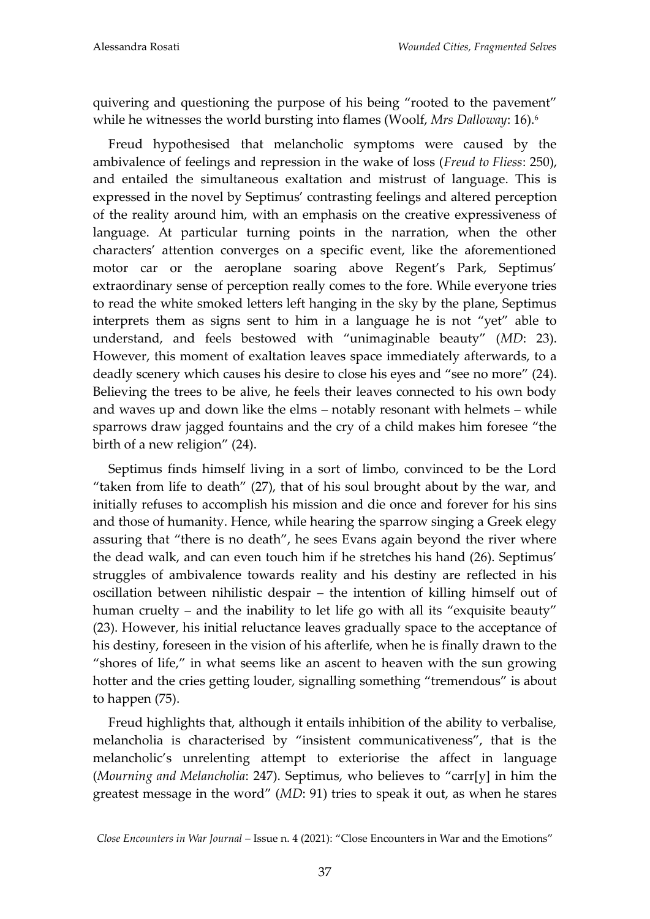quivering and questioning the purpose of his being "rooted to the pavement" while he witnesses the world bursting into flames (Woolf, *Mrs Dalloway*: 16).[6]

Freud hypothesised that melancholic symptoms were caused by the ambivalence of feelings and repression in the wake of loss (*Freud to Fliess*: 250), and entailed the simultaneous exaltation and mistrust of language. This is expressed in the novel by Septimus' contrasting feelings and altered perception of the reality around him, with an emphasis on the creative expressiveness of language. At particular turning points in the narration, when the other characters' attention converges on a specific event, like the aforementioned motor car or the aeroplane soaring above Regent's Park, Septimus' extraordinary sense of perception really comes to the fore. While everyone tries to read the white smoked letters left hanging in the sky by the plane, Septimus interprets them as signs sent to him in a language he is not "yet" able to understand, and feels bestowed with "unimaginable beauty" (*MD*: 23). However, this moment of exaltation leaves space immediately afterwards, to a deadly scenery which causes his desire to close his eyes and "see no more" (24). Believing the trees to be alive, he feels their leaves connected to his own body and waves up and down like the elms – notably resonant with helmets – while sparrows draw jagged fountains and the cry of a child makes him foresee "the birth of a new religion" (24).

Septimus finds himself living in a sort of limbo, convinced to be the Lord "taken from life to death" (27), that of his soul brought about by the war, and initially refuses to accomplish his mission and die once and forever for his sins and those of humanity. Hence, while hearing the sparrow singing a Greek elegy assuring that "there is no death", he sees Evans again beyond the river where the dead walk, and can even touch him if he stretches his hand (26). Septimus' struggles of ambivalence towards reality and his destiny are reflected in his oscillation between nihilistic despair – the intention of killing himself out of human cruelty – and the inability to let life go with all its "exquisite beauty" (23). However, his initial reluctance leaves gradually space to the acceptance of his destiny, foreseen in the vision of his afterlife, when he is finally drawn to the "shores of life," in what seems like an ascent to heaven with the sun growing hotter and the cries getting louder, signalling something "tremendous" is about to happen (75).

Freud highlights that, although it entails inhibition of the ability to verbalise, melancholia is characterised by "insistent communicativeness", that is the melancholic's unrelenting attempt to exteriorise the affect in language (*Mourning and Melancholia*: 247). Septimus, who believes to "carr[y] in him the greatest message in the word" (*MD*: 91) tries to speak it out, as when he stares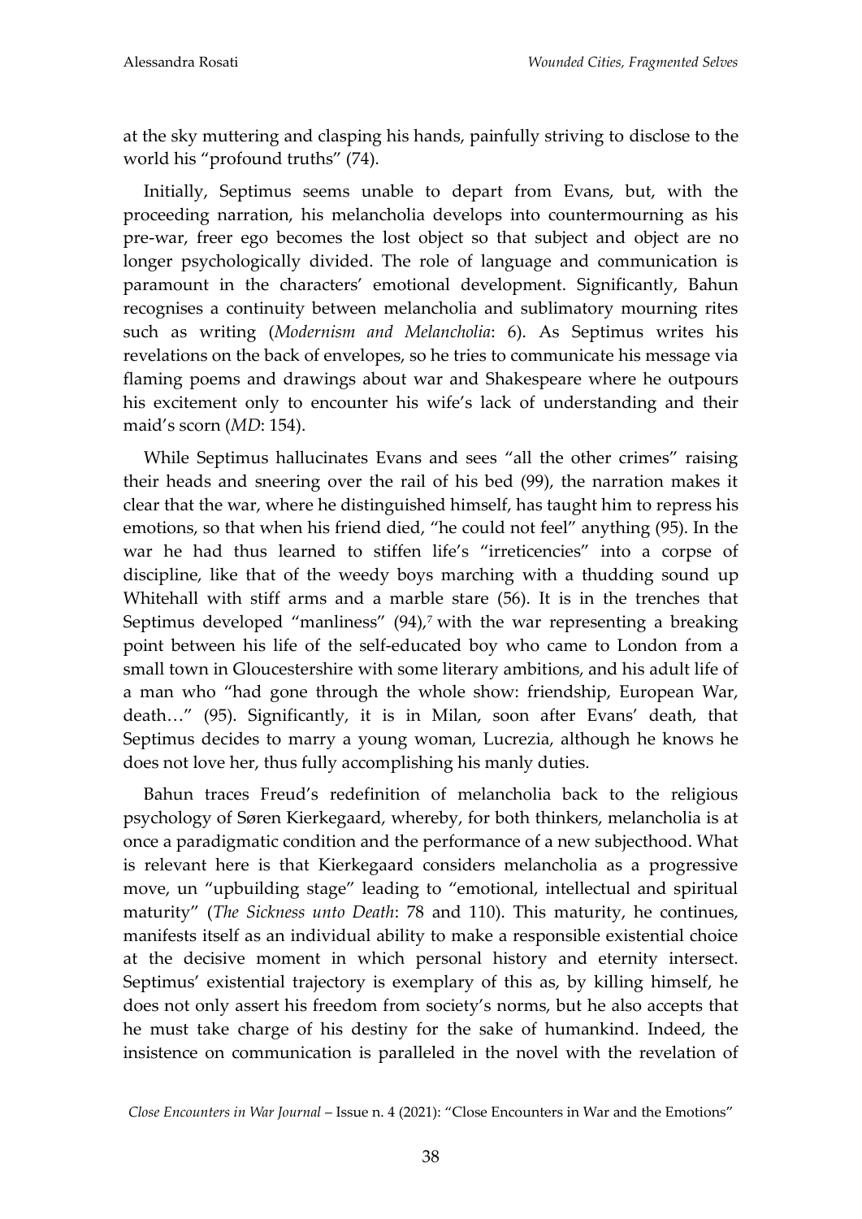at the sky muttering and clasping his hands, painfully striving to disclose to the world his "profound truths" (74).

Initially, Septimus seems unable to depart from Evans, but, with the proceeding narration, his melancholia develops into countermourning as his pre-war, freer ego becomes the lost object so that subject and object are no longer psychologically divided. The role of language and communication is paramount in the characters' emotional development. Significantly, Bahun recognises a continuity between melancholia and sublimatory mourning rites such as writing (*Modernism and Melancholia*: 6). As Septimus writes his revelations on the back of envelopes, so he tries to communicate his message via flaming poems and drawings about war and Shakespeare where he outpours his excitement only to encounter his wife's lack of understanding and their maid's scorn (*MD*: 154).

While Septimus hallucinates Evans and sees "all the other crimes" raising their heads and sneering over the rail of his bed (99), the narration makes it clear that the war, where he distinguished himself, has taught him to repress his emotions, so that when his friend died, "he could not feel" anything (95). In the war he had thus learned to stiffen life's "irreticencies" into a corpse of discipline, like that of the weedy boys marching with a thudding sound up Whitehall with stiff arms and a marble stare (56). It is in the trenches that Septimus developed "manliness" (94),[7] with the war representing a breaking point between his life of the self-educated boy who came to London from a small town in Gloucestershire with some literary ambitions, and his adult life of a man who "had gone through the whole show: friendship, European War, death…" (95). Significantly, it is in Milan, soon after Evans' death, that Septimus decides to marry a young woman, Lucrezia, although he knows he does not love her, thus fully accomplishing his manly duties.

Bahun traces Freud's redefinition of melancholia back to the religious psychology of Søren Kierkegaard, whereby, for both thinkers, melancholia is at once a paradigmatic condition and the performance of a new subjecthood. What is relevant here is that Kierkegaard considers melancholia as a progressive move, un "upbuilding stage" leading to "emotional, intellectual and spiritual maturity" (*The Sickness unto Death*: 78 and 110). This maturity, he continues, manifests itself as an individual ability to make a responsible existential choice at the decisive moment in which personal history and eternity intersect. Septimus' existential trajectory is exemplary of this as, by killing himself, he does not only assert his freedom from society's norms, but he also accepts that he must take charge of his destiny for the sake of humankind. Indeed, the insistence on communication is paralleled in the novel with the revelation of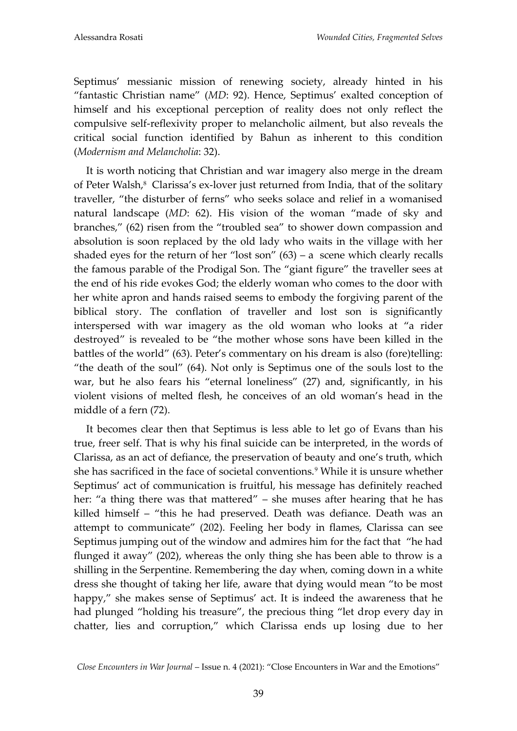Septimus' messianic mission of renewing society, already hinted in his "fantastic Christian name" (*MD*: 92). Hence, Septimus' exalted conception of himself and his exceptional perception of reality does not only reflect the compulsive self-reflexivity proper to melancholic ailment, but also reveals the critical social function identified by Bahun as inherent to this condition (*Modernism and Melancholia*: 32).

It is worth noticing that Christian and war imagery also merge in the dream of Peter Walsh,[8] Clarissa's ex-lover just returned from India, that of the solitary traveller, "the disturber of ferns" who seeks solace and relief in a womanised natural landscape (*MD*: 62). His vision of the woman "made of sky and branches," (62) risen from the "troubled sea" to shower down compassion and absolution is soon replaced by the old lady who waits in the village with her shaded eyes for the return of her "lost son" (63) – a scene which clearly recalls the famous parable of the Prodigal Son. The "giant figure" the traveller sees at the end of his ride evokes God; the elderly woman who comes to the door with her white apron and hands raised seems to embody the forgiving parent of the biblical story. The conflation of traveller and lost son is significantly interspersed with war imagery as the old woman who looks at "a rider destroyed" is revealed to be "the mother whose sons have been killed in the battles of the world" (63). Peter's commentary on his dream is also (fore)telling: "the death of the soul" (64). Not only is Septimus one of the souls lost to the war, but he also fears his "eternal loneliness" (27) and, significantly, in his violent visions of melted flesh, he conceives of an old woman's head in the middle of a fern (72).

It becomes clear then that Septimus is less able to let go of Evans than his true, freer self. That is why his final suicide can be interpreted, in the words of Clarissa, as an act of defiance, the preservation of beauty and one's truth, which she has sacrificed in the face of societal conventions.[9] While it is unsure whether Septimus' act of communication is fruitful, his message has definitely reached her: "a thing there was that mattered" – she muses after hearing that he has killed himself – "this he had preserved. Death was defiance. Death was an attempt to communicate" (202). Feeling her body in flames, Clarissa can see Septimus jumping out of the window and admires him for the fact that "he had flunged it away" (202), whereas the only thing she has been able to throw is a shilling in the Serpentine. Remembering the day when, coming down in a white dress she thought of taking her life, aware that dying would mean "to be most happy," she makes sense of Septimus' act. It is indeed the awareness that he had plunged "holding his treasure", the precious thing "let drop every day in chatter, lies and corruption," which Clarissa ends up losing due to her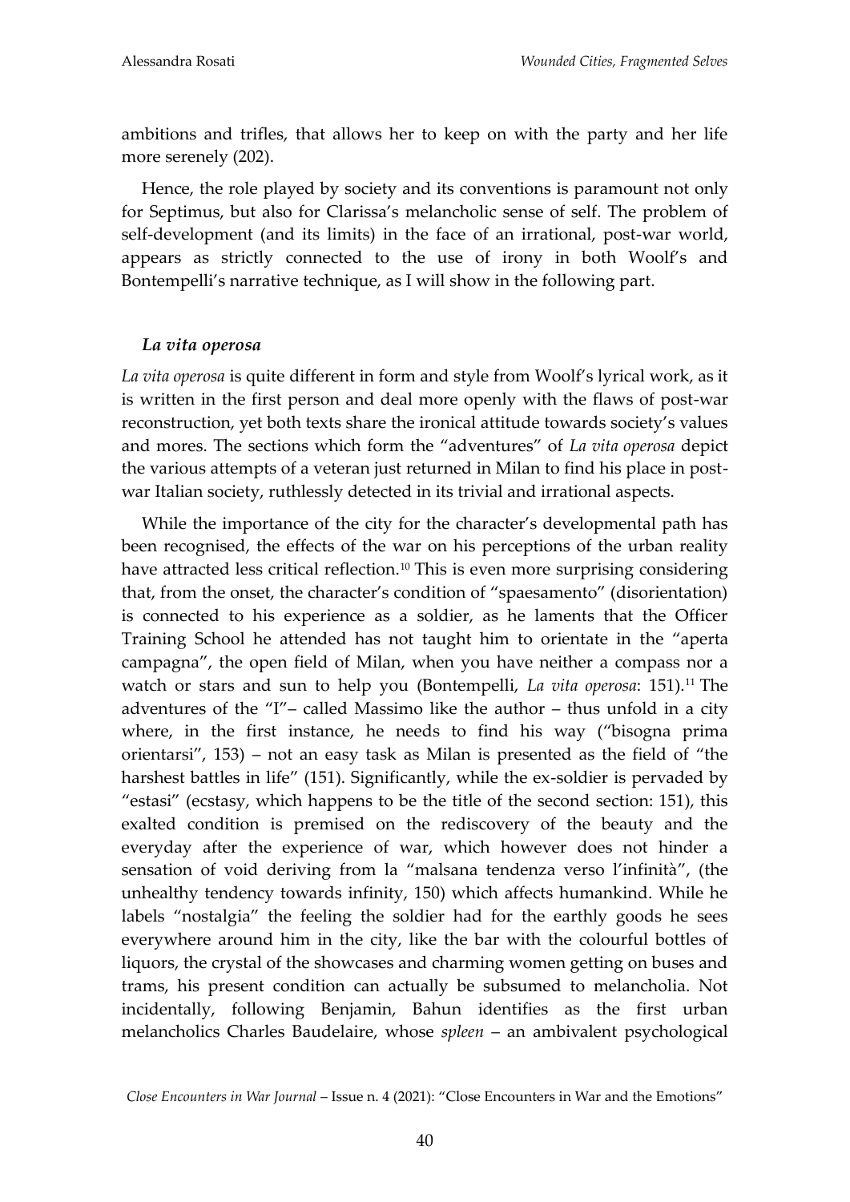ambitions and trifles, that allows her to keep on with the party and her life more serenely (202).

Hence, the role played by society and its conventions is paramount not only for Septimus, but also for Clarissa's melancholic sense of self. The problem of self-development (and its limits) in the face of an irrational, post-war world, appears as strictly connected to the use of irony in both Woolf's and Bontempelli's narrative technique, as I will show in the following part.

### *La vita operosa*

*La vita operosa* is quite different in form and style from Woolf's lyrical work, as it is written in the first person and deal more openly with the flaws of post-war reconstruction, yet both texts share the ironical attitude towards society's values and mores. The sections which form the "adventures" of *La vita operosa* depict the various attempts of a veteran just returned in Milan to find his place in post-war Italian society, ruthlessly detected in its trivial and irrational aspects.

While the importance of the city for the character's developmental path has been recognised, the effects of the war on his perceptions of the urban reality have attracted less critical reflection.[10] This is even more surprising considering that, from the onset, the character's condition of "spaesamento" (disorientation) is connected to his experience as a soldier, as he laments that the Officer Training School he attended has not taught him to orientate in the "aperta campagna", the open field of Milan, when you have neither a compass nor a watch or stars and sun to help you (Bontempelli, *La vita operosa*: 151).[11] The adventures of the "I"– called Massimo like the author – thus unfold in a city where, in the first instance, he needs to find his way ("bisogna prima orientarsi", 153) – not an easy task as Milan is presented as the field of "the harshest battles in life" (151). Significantly, while the ex-soldier is pervaded by "estasi" (ecstasy, which happens to be the title of the second section: 151), this exalted condition is premised on the rediscovery of the beauty and the everyday after the experience of war, which however does not hinder a sensation of void deriving from la "malsana tendenza verso l'infinità", (the unhealthy tendency towards infinity, 150) which affects humankind. While he labels "nostalgia" the feeling the soldier had for the earthly goods he sees everywhere around him in the city, like the bar with the colourful bottles of liquors, the crystal of the showcases and charming women getting on buses and trams, his present condition can actually be subsumed to melancholia. Not incidentally, following Benjamin, Bahun identifies as the first urban melancholics Charles Baudelaire, whose *spleen* – an ambivalent psychological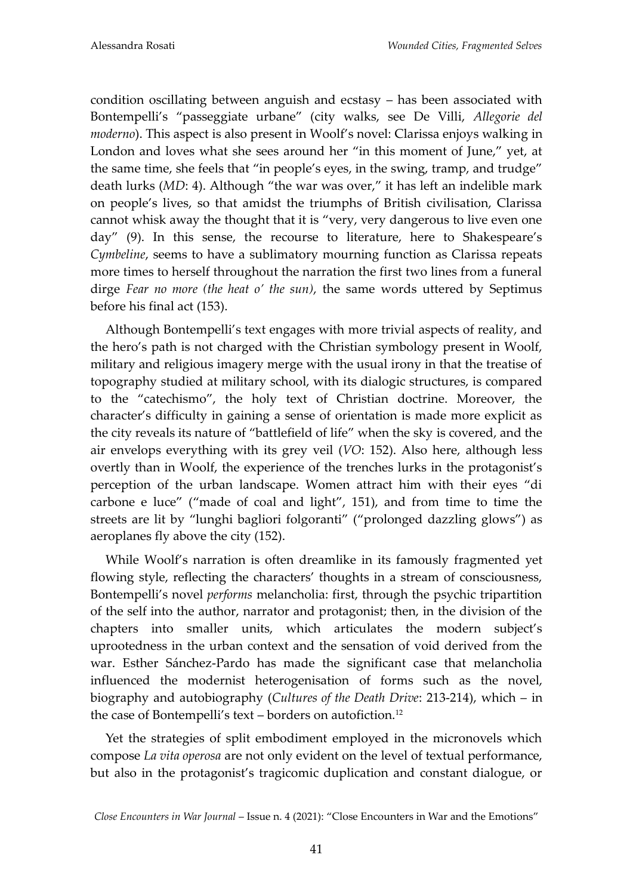condition oscillating between anguish and ecstasy – has been associated with Bontempelli's "passeggiate urbane" (city walks, see De Villi, *Allegorie del moderno*). This aspect is also present in Woolf's novel: Clarissa enjoys walking in London and loves what she sees around her "in this moment of June," yet, at the same time, she feels that "in people's eyes, in the swing, tramp, and trudge" death lurks (*MD*: 4). Although "the war was over," it has left an indelible mark on people's lives, so that amidst the triumphs of British civilisation, Clarissa cannot whisk away the thought that it is "very, very dangerous to live even one day" (9). In this sense, the recourse to literature, here to Shakespeare's *Cymbeline*, seems to have a sublimatory mourning function as Clarissa repeats more times to herself throughout the narration the first two lines from a funeral dirge *Fear no more (the heat o' the sun)*, the same words uttered by Septimus before his final act (153).

Although Bontempelli's text engages with more trivial aspects of reality, and the hero's path is not charged with the Christian symbology present in Woolf, military and religious imagery merge with the usual irony in that the treatise of topography studied at military school, with its dialogic structures, is compared to the "catechismo", the holy text of Christian doctrine. Moreover, the character's difficulty in gaining a sense of orientation is made more explicit as the city reveals its nature of "battlefield of life" when the sky is covered, and the air envelops everything with its grey veil (*VO*: 152). Also here, although less overtly than in Woolf, the experience of the trenches lurks in the protagonist's perception of the urban landscape. Women attract him with their eyes "di carbone e luce" ("made of coal and light", 151), and from time to time the streets are lit by "lunghi bagliori folgoranti" ("prolonged dazzling glows") as aeroplanes fly above the city (152).

While Woolf's narration is often dreamlike in its famously fragmented yet flowing style, reflecting the characters' thoughts in a stream of consciousness, Bontempelli's novel *performs* melancholia: first, through the psychic tripartition of the self into the author, narrator and protagonist; then, in the division of the chapters into smaller units, which articulates the modern subject's uprootedness in the urban context and the sensation of void derived from the war. Esther Sánchez-Pardo has made the significant case that melancholia influenced the modernist heterogenisation of forms such as the novel, biography and autobiography (*Cultures of the Death Drive*: 213-214), which – in the case of Bontempelli's text – borders on autofiction.[12]

Yet the strategies of split embodiment employed in the micronovels which compose *La vita operosa* are not only evident on the level of textual performance, but also in the protagonist's tragicomic duplication and constant dialogue, or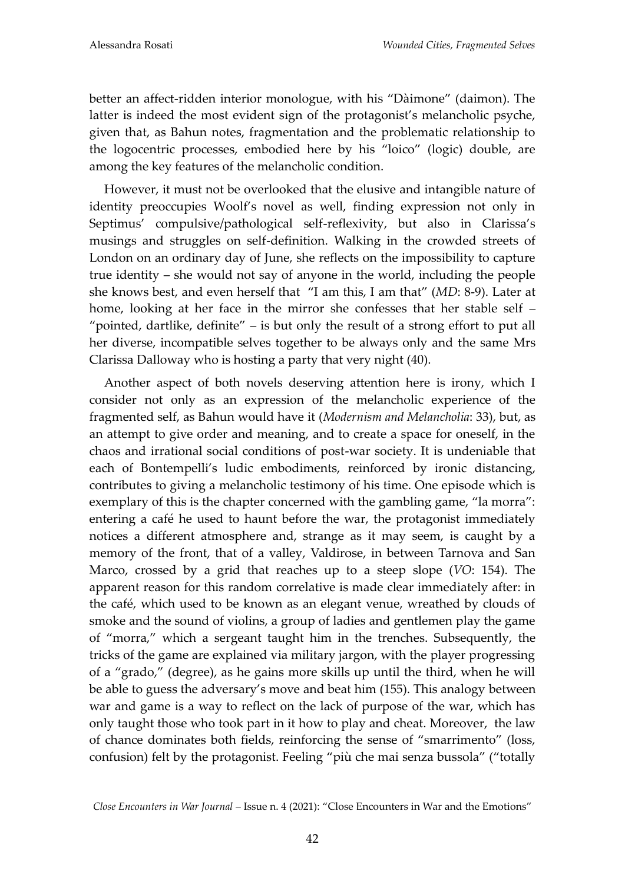better an affect-ridden interior monologue, with his "Dàimone" (daimon). The latter is indeed the most evident sign of the protagonist's melancholic psyche, given that, as Bahun notes, fragmentation and the problematic relationship to the logocentric processes, embodied here by his "loico" (logic) double, are among the key features of the melancholic condition.

However, it must not be overlooked that the elusive and intangible nature of identity preoccupies Woolf's novel as well, finding expression not only in Septimus' compulsive/pathological self-reflexivity, but also in Clarissa's musings and struggles on self-definition. Walking in the crowded streets of London on an ordinary day of June, she reflects on the impossibility to capture true identity – she would not say of anyone in the world, including the people she knows best, and even herself that "I am this, I am that" (*MD*: 8-9). Later at home, looking at her face in the mirror she confesses that her stable self – "pointed, dartlike, definite" – is but only the result of a strong effort to put all her diverse, incompatible selves together to be always only and the same Mrs Clarissa Dalloway who is hosting a party that very night (40).

Another aspect of both novels deserving attention here is irony, which I consider not only as an expression of the melancholic experience of the fragmented self, as Bahun would have it (*Modernism and Melancholia*: 33), but, as an attempt to give order and meaning, and to create a space for oneself, in the chaos and irrational social conditions of post-war society. It is undeniable that each of Bontempelli's ludic embodiments, reinforced by ironic distancing, contributes to giving a melancholic testimony of his time. One episode which is exemplary of this is the chapter concerned with the gambling game, "la morra": entering a café he used to haunt before the war, the protagonist immediately notices a different atmosphere and, strange as it may seem, is caught by a memory of the front, that of a valley, Valdirose, in between Tarnova and San Marco, crossed by a grid that reaches up to a steep slope (*VO*: 154). The apparent reason for this random correlative is made clear immediately after: in the café, which used to be known as an elegant venue, wreathed by clouds of smoke and the sound of violins, a group of ladies and gentlemen play the game of "morra," which a sergeant taught him in the trenches. Subsequently, the tricks of the game are explained via military jargon, with the player progressing of a "grado," (degree), as he gains more skills up until the third, when he will be able to guess the adversary's move and beat him (155). This analogy between war and game is a way to reflect on the lack of purpose of the war, which has only taught those who took part in it how to play and cheat. Moreover, the law of chance dominates both fields, reinforcing the sense of "smarrimento" (loss, confusion) felt by the protagonist. Feeling "più che mai senza bussola" ("totally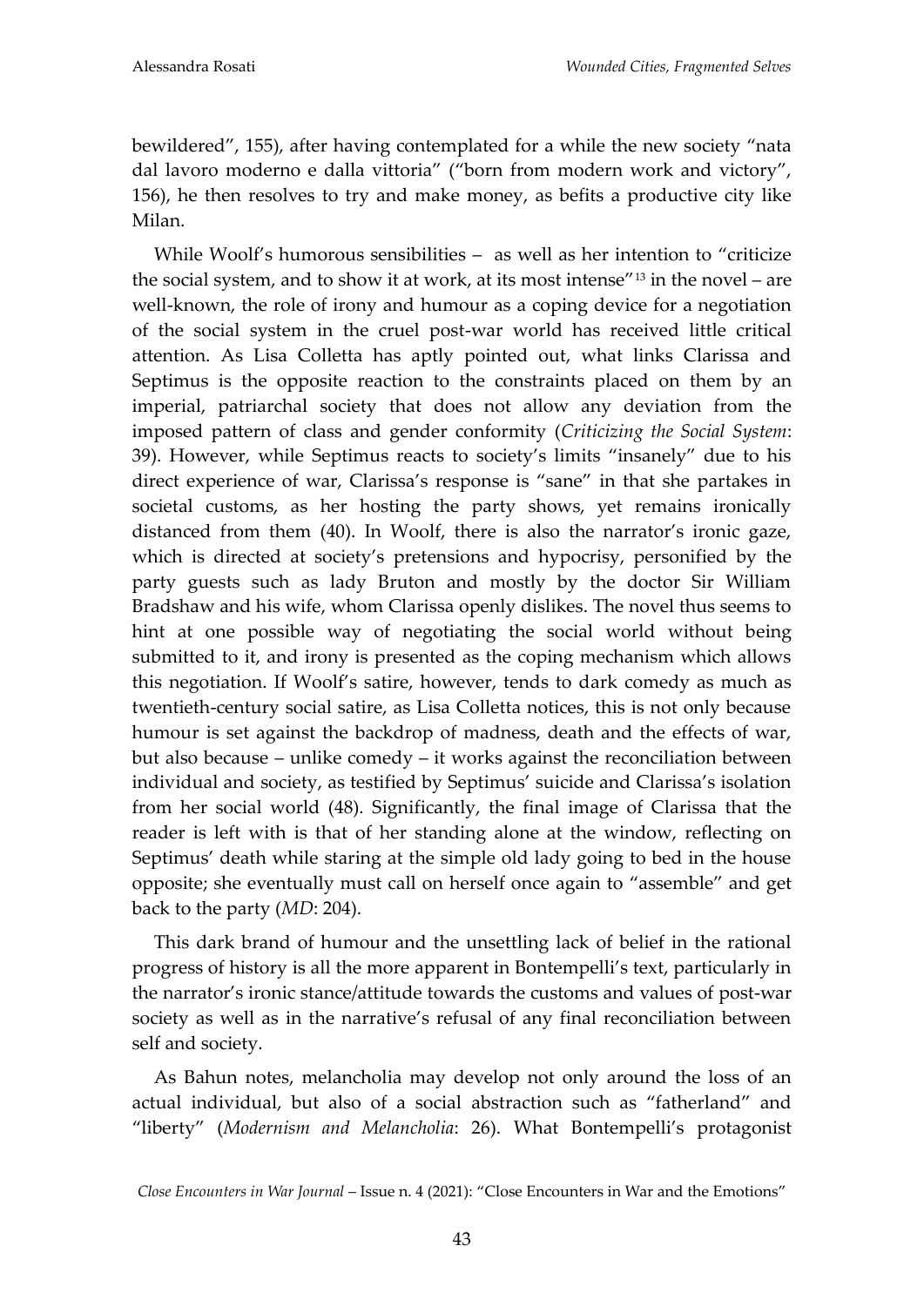bewildered", 155), after having contemplated for a while the new society "nata dal lavoro moderno e dalla vittoria" ("born from modern work and victory", 156), he then resolves to try and make money, as befits a productive city like Milan.

While Woolf's humorous sensibilities – as well as her intention to "criticize the social system, and to show it at work, at its most intense"[13] in the novel – are well-known, the role of irony and humour as a coping device for a negotiation of the social system in the cruel post-war world has received little critical attention. As Lisa Colletta has aptly pointed out, what links Clarissa and Septimus is the opposite reaction to the constraints placed on them by an imperial, patriarchal society that does not allow any deviation from the imposed pattern of class and gender conformity (*Criticizing the Social System*: 39). However, while Septimus reacts to society's limits "insanely" due to his direct experience of war, Clarissa's response is "sane" in that she partakes in societal customs, as her hosting the party shows, yet remains ironically distanced from them (40). In Woolf, there is also the narrator's ironic gaze, which is directed at society's pretensions and hypocrisy, personified by the party guests such as lady Bruton and mostly by the doctor Sir William Bradshaw and his wife, whom Clarissa openly dislikes. The novel thus seems to hint at one possible way of negotiating the social world without being submitted to it, and irony is presented as the coping mechanism which allows this negotiation. If Woolf's satire, however, tends to dark comedy as much as twentieth-century social satire, as Lisa Colletta notices, this is not only because humour is set against the backdrop of madness, death and the effects of war, but also because – unlike comedy – it works against the reconciliation between individual and society, as testified by Septimus' suicide and Clarissa's isolation from her social world (48). Significantly, the final image of Clarissa that the reader is left with is that of her standing alone at the window, reflecting on Septimus' death while staring at the simple old lady going to bed in the house opposite; she eventually must call on herself once again to "assemble" and get back to the party (*MD*: 204).

This dark brand of humour and the unsettling lack of belief in the rational progress of history is all the more apparent in Bontempelli's text, particularly in the narrator's ironic stance/attitude towards the customs and values of post-war society as well as in the narrative's refusal of any final reconciliation between self and society.

As Bahun notes, melancholia may develop not only around the loss of an actual individual, but also of a social abstraction such as "fatherland" and "liberty" (*Modernism and Melancholia*: 26). What Bontempelli's protagonist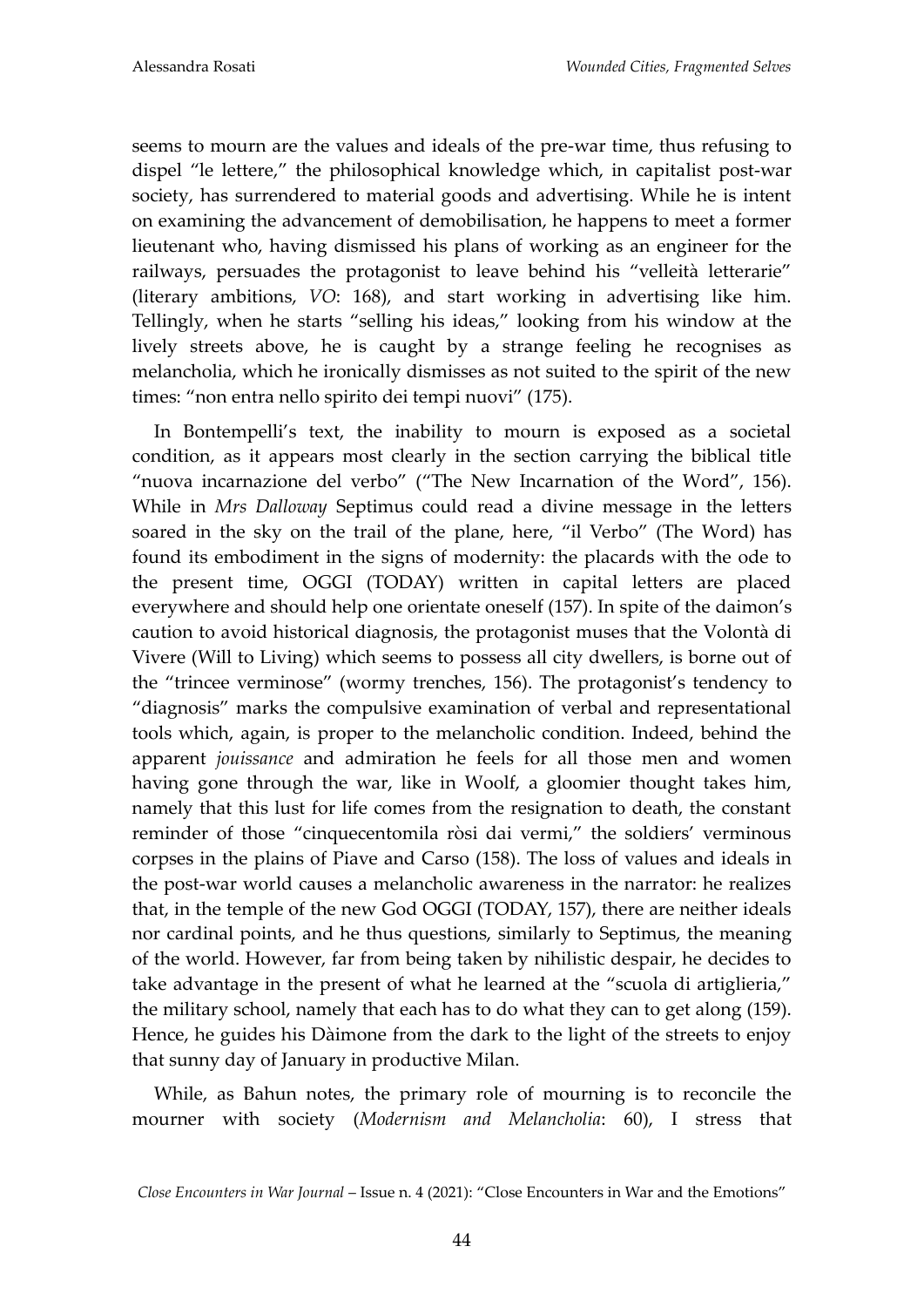seems to mourn are the values and ideals of the pre-war time, thus refusing to dispel "le lettere," the philosophical knowledge which, in capitalist post-war society, has surrendered to material goods and advertising. While he is intent on examining the advancement of demobilisation, he happens to meet a former lieutenant who, having dismissed his plans of working as an engineer for the railways, persuades the protagonist to leave behind his "velleità letterarie" (literary ambitions, *VO*: 168), and start working in advertising like him. Tellingly, when he starts "selling his ideas," looking from his window at the lively streets above, he is caught by a strange feeling he recognises as melancholia, which he ironically dismisses as not suited to the spirit of the new times: "non entra nello spirito dei tempi nuovi" (175).

In Bontempelli's text, the inability to mourn is exposed as a societal condition, as it appears most clearly in the section carrying the biblical title "nuova incarnazione del verbo" ("The New Incarnation of the Word", 156). While in *Mrs Dalloway* Septimus could read a divine message in the letters soared in the sky on the trail of the plane, here, "il Verbo" (The Word) has found its embodiment in the signs of modernity: the placards with the ode to the present time, OGGI (TODAY) written in capital letters are placed everywhere and should help one orientate oneself (157). In spite of the daimon's caution to avoid historical diagnosis, the protagonist muses that the Volontà di Vivere (Will to Living) which seems to possess all city dwellers, is borne out of the "trincee verminose" (wormy trenches, 156). The protagonist's tendency to "diagnosis" marks the compulsive examination of verbal and representational tools which, again, is proper to the melancholic condition. Indeed, behind the apparent *jouissance* and admiration he feels for all those men and women having gone through the war, like in Woolf, a gloomier thought takes him, namely that this lust for life comes from the resignation to death, the constant reminder of those "cinquecentomila ròsi dai vermi," the soldiers' verminous corpses in the plains of Piave and Carso (158). The loss of values and ideals in the post-war world causes a melancholic awareness in the narrator: he realizes that, in the temple of the new God OGGI (TODAY, 157), there are neither ideals nor cardinal points, and he thus questions, similarly to Septimus, the meaning of the world. However, far from being taken by nihilistic despair, he decides to take advantage in the present of what he learned at the "scuola di artiglieria," the military school, namely that each has to do what they can to get along (159). Hence, he guides his Dàimone from the dark to the light of the streets to enjoy that sunny day of January in productive Milan.

While, as Bahun notes, the primary role of mourning is to reconcile the mourner with society (*Modernism and Melancholia*: 60), I stress that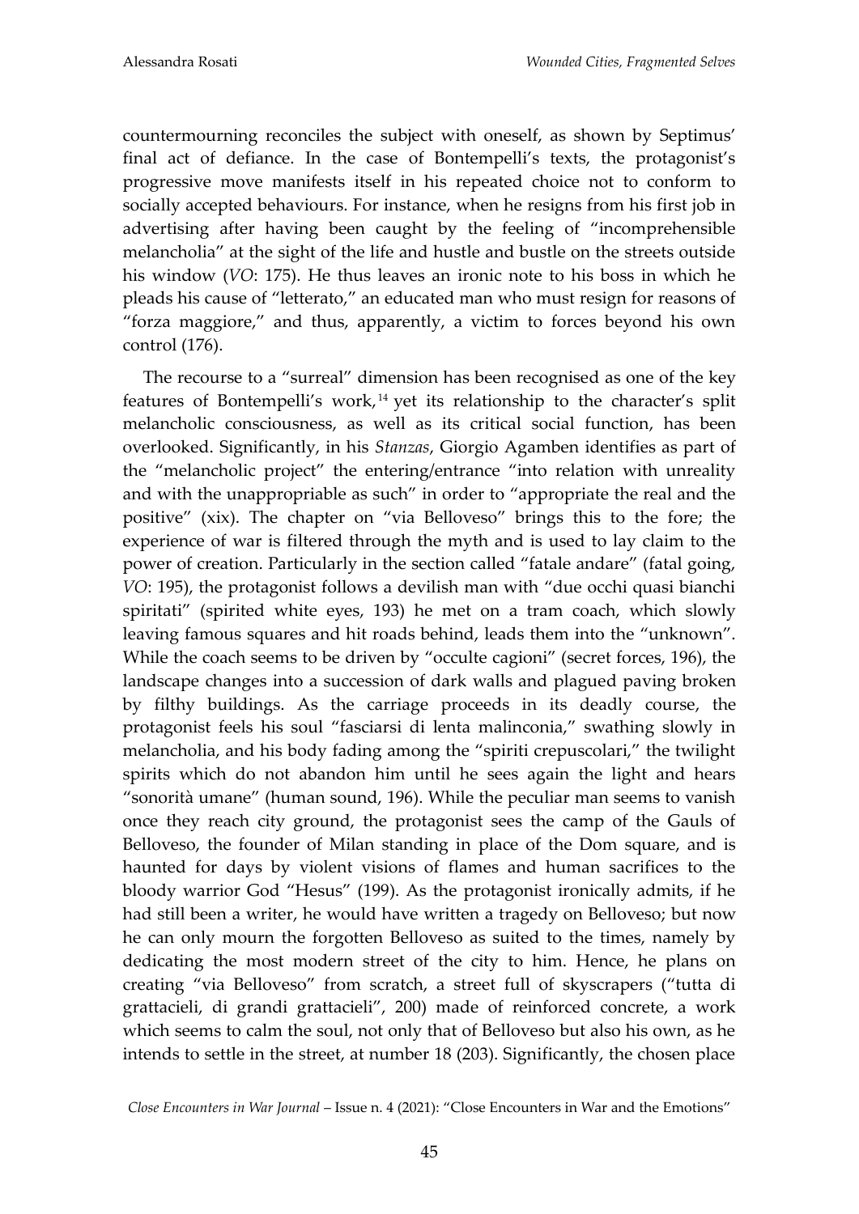countermourning reconciles the subject with oneself, as shown by Septimus' final act of defiance. In the case of Bontempelli's texts, the protagonist's progressive move manifests itself in his repeated choice not to conform to socially accepted behaviours. For instance, when he resigns from his first job in advertising after having been caught by the feeling of "incomprehensible melancholia" at the sight of the life and hustle and bustle on the streets outside his window (*VO*: 175). He thus leaves an ironic note to his boss in which he pleads his cause of "letterato," an educated man who must resign for reasons of "forza maggiore," and thus, apparently, a victim to forces beyond his own control (176).

The recourse to a "surreal" dimension has been recognised as one of the key features of Bontempelli's work,[14] yet its relationship to the character's split melancholic consciousness, as well as its critical social function, has been overlooked. Significantly, in his *Stanzas*, Giorgio Agamben identifies as part of the "melancholic project" the entering/entrance "into relation with unreality and with the unappropriable as such" in order to "appropriate the real and the positive" (xix). The chapter on "via Belloveso" brings this to the fore; the experience of war is filtered through the myth and is used to lay claim to the power of creation. Particularly in the section called "fatale andare" (fatal going, *VO*: 195), the protagonist follows a devilish man with "due occhi quasi bianchi spiritati" (spirited white eyes, 193) he met on a tram coach, which slowly leaving famous squares and hit roads behind, leads them into the "unknown". While the coach seems to be driven by "occulte cagioni" (secret forces, 196), the landscape changes into a succession of dark walls and plagued paving broken by filthy buildings. As the carriage proceeds in its deadly course, the protagonist feels his soul "fasciarsi di lenta malinconia," swathing slowly in melancholia, and his body fading among the "spiriti crepuscolari," the twilight spirits which do not abandon him until he sees again the light and hears "sonorità umane" (human sound, 196). While the peculiar man seems to vanish once they reach city ground, the protagonist sees the camp of the Gauls of Belloveso, the founder of Milan standing in place of the Dom square, and is haunted for days by violent visions of flames and human sacrifices to the bloody warrior God "Hesus" (199). As the protagonist ironically admits, if he had still been a writer, he would have written a tragedy on Belloveso; but now he can only mourn the forgotten Belloveso as suited to the times, namely by dedicating the most modern street of the city to him. Hence, he plans on creating "via Belloveso" from scratch, a street full of skyscrapers ("tutta di grattacieli, di grandi grattacieli", 200) made of reinforced concrete, a work which seems to calm the soul, not only that of Belloveso but also his own, as he intends to settle in the street, at number 18 (203). Significantly, the chosen place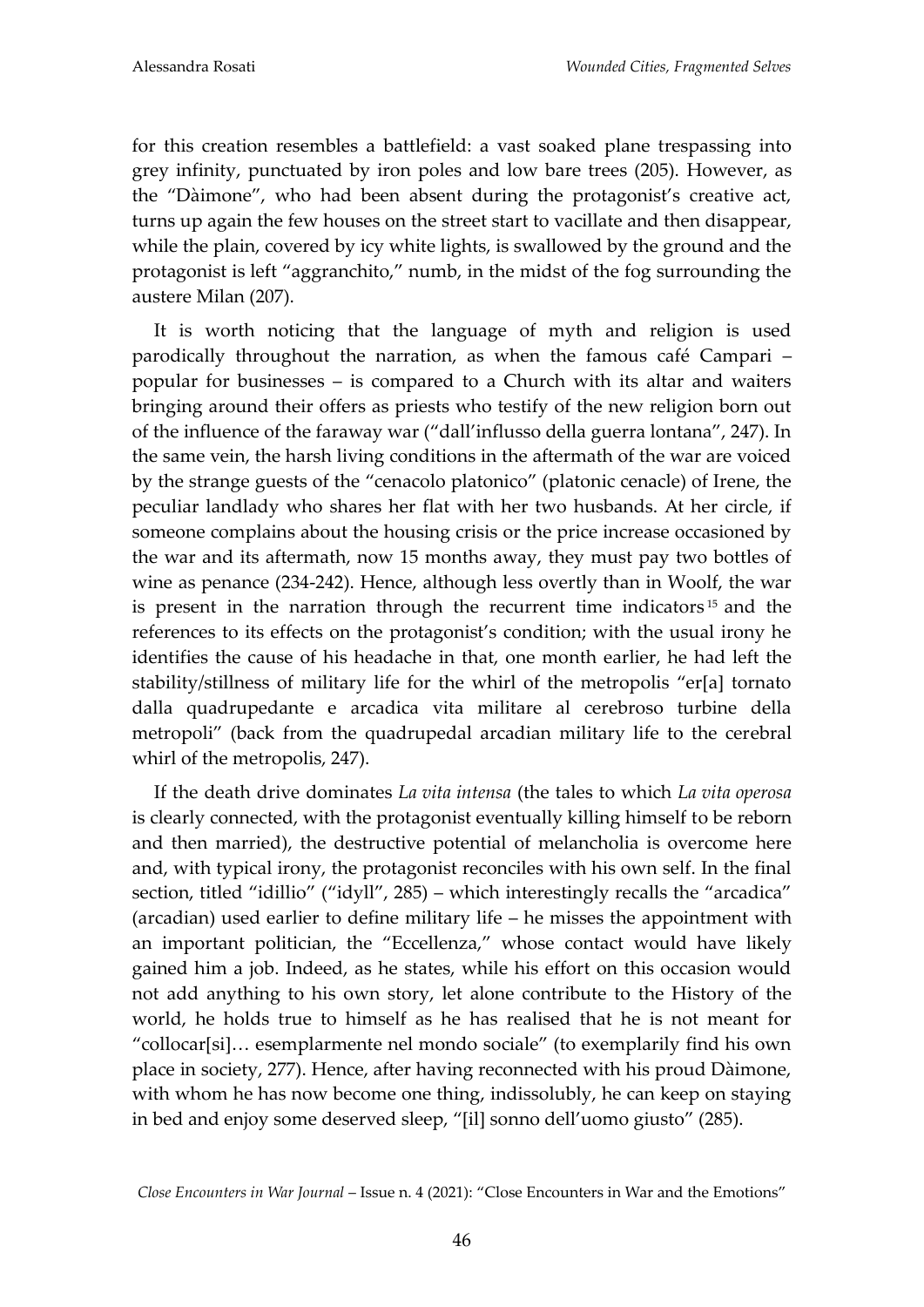for this creation resembles a battlefield: a vast soaked plane trespassing into grey infinity, punctuated by iron poles and low bare trees (205). However, as the "Dàimone", who had been absent during the protagonist's creative act, turns up again the few houses on the street start to vacillate and then disappear, while the plain, covered by icy white lights, is swallowed by the ground and the protagonist is left "aggranchito," numb, in the midst of the fog surrounding the austere Milan (207).

It is worth noticing that the language of myth and religion is used parodically throughout the narration, as when the famous café Campari – popular for businesses – is compared to a Church with its altar and waiters bringing around their offers as priests who testify of the new religion born out of the influence of the faraway war ("dall'influsso della guerra lontana", 247). In the same vein, the harsh living conditions in the aftermath of the war are voiced by the strange guests of the "cenacolo platonico" (platonic cenacle) of Irene, the peculiar landlady who shares her flat with her two husbands. At her circle, if someone complains about the housing crisis or the price increase occasioned by the war and its aftermath, now 15 months away, they must pay two bottles of wine as penance (234-242). Hence, although less overtly than in Woolf, the war is present in the narration through the recurrent time indicators[15] and the references to its effects on the protagonist's condition; with the usual irony he identifies the cause of his headache in that, one month earlier, he had left the stability/stillness of military life for the whirl of the metropolis "er[a] tornato dalla quadrupedante e arcadica vita militare al cerebroso turbine della metropoli" (back from the quadrupedal arcadian military life to the cerebral whirl of the metropolis, 247).

If the death drive dominates *La vita intensa* (the tales to which *La vita operosa* is clearly connected, with the protagonist eventually killing himself to be reborn and then married), the destructive potential of melancholia is overcome here and, with typical irony, the protagonist reconciles with his own self. In the final section, titled "idillio" ("idyll", 285) – which interestingly recalls the "arcadica" (arcadian) used earlier to define military life – he misses the appointment with an important politician, the "Eccellenza," whose contact would have likely gained him a job. Indeed, as he states, while his effort on this occasion would not add anything to his own story, let alone contribute to the History of the world, he holds true to himself as he has realised that he is not meant for "collocar[si]… esemplarmente nel mondo sociale" (to exemplarily find his own place in society, 277). Hence, after having reconnected with his proud Dàimone, with whom he has now become one thing, indissolubly, he can keep on staying in bed and enjoy some deserved sleep, "[il] sonno dell'uomo giusto" (285).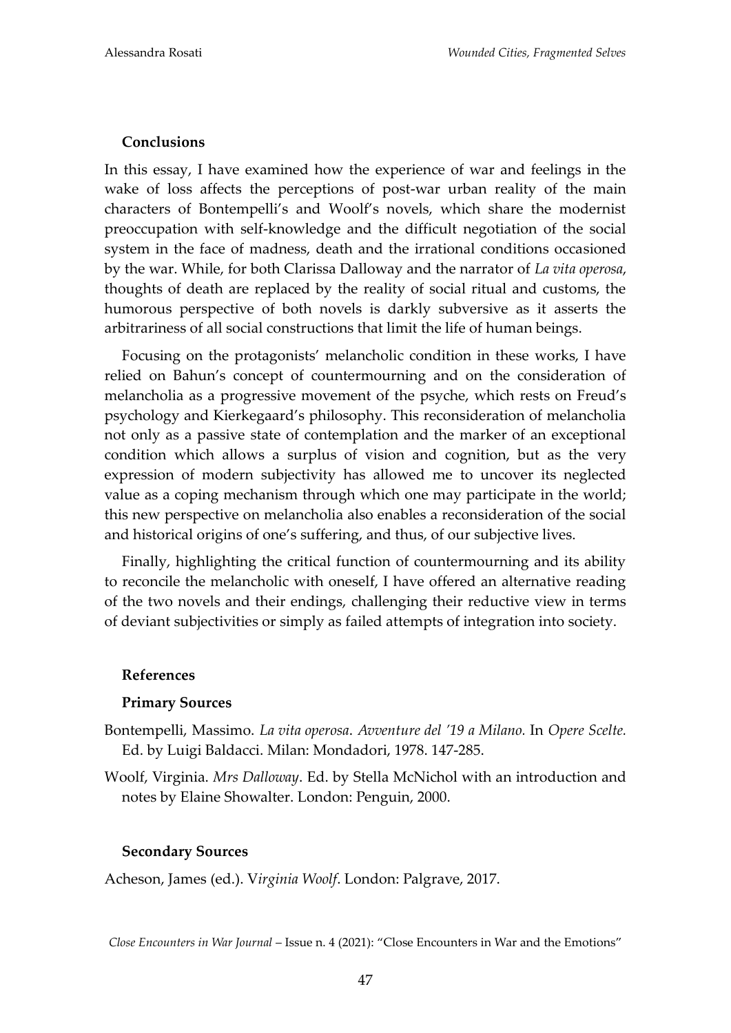### Conclusions

In this essay, I have examined how the experience of war and feelings in the wake of loss affects the perceptions of post-war urban reality of the main characters of Bontempelli's and Woolf's novels, which share the modernist preoccupation with self-knowledge and the difficult negotiation of the social system in the face of madness, death and the irrational conditions occasioned by the war. While, for both Clarissa Dalloway and the narrator of *La vita operosa*, thoughts of death are replaced by the reality of social ritual and customs, the humorous perspective of both novels is darkly subversive as it asserts the arbitrariness of all social constructions that limit the life of human beings.

Focusing on the protagonists' melancholic condition in these works, I have relied on Bahun's concept of countermourning and on the consideration of melancholia as a progressive movement of the psyche, which rests on Freud's psychology and Kierkegaard's philosophy. This reconsideration of melancholia not only as a passive state of contemplation and the marker of an exceptional condition which allows a surplus of vision and cognition, but as the very expression of modern subjectivity has allowed me to uncover its neglected value as a coping mechanism through which one may participate in the world; this new perspective on melancholia also enables a reconsideration of the social and historical origins of one's suffering, and thus, of our subjective lives.

Finally, highlighting the critical function of countermourning and its ability to reconcile the melancholic with oneself, I have offered an alternative reading of the two novels and their endings, challenging their reductive view in terms of deviant subjectivities or simply as failed attempts of integration into society.

### References

#### Primary Sources

Bontempelli, Massimo. *La vita operosa. Avventure del '19 a Milano.* In *Opere Scelte.* Ed. by Luigi Baldacci. Milan: Mondadori, 1978. 147-285.

Woolf, Virginia. *Mrs Dalloway*. Ed. by Stella McNichol with an introduction and notes by Elaine Showalter. London: Penguin, 2000.

#### Secondary Sources

Acheson, James (ed.). V*irginia Woolf*. London: Palgrave, 2017.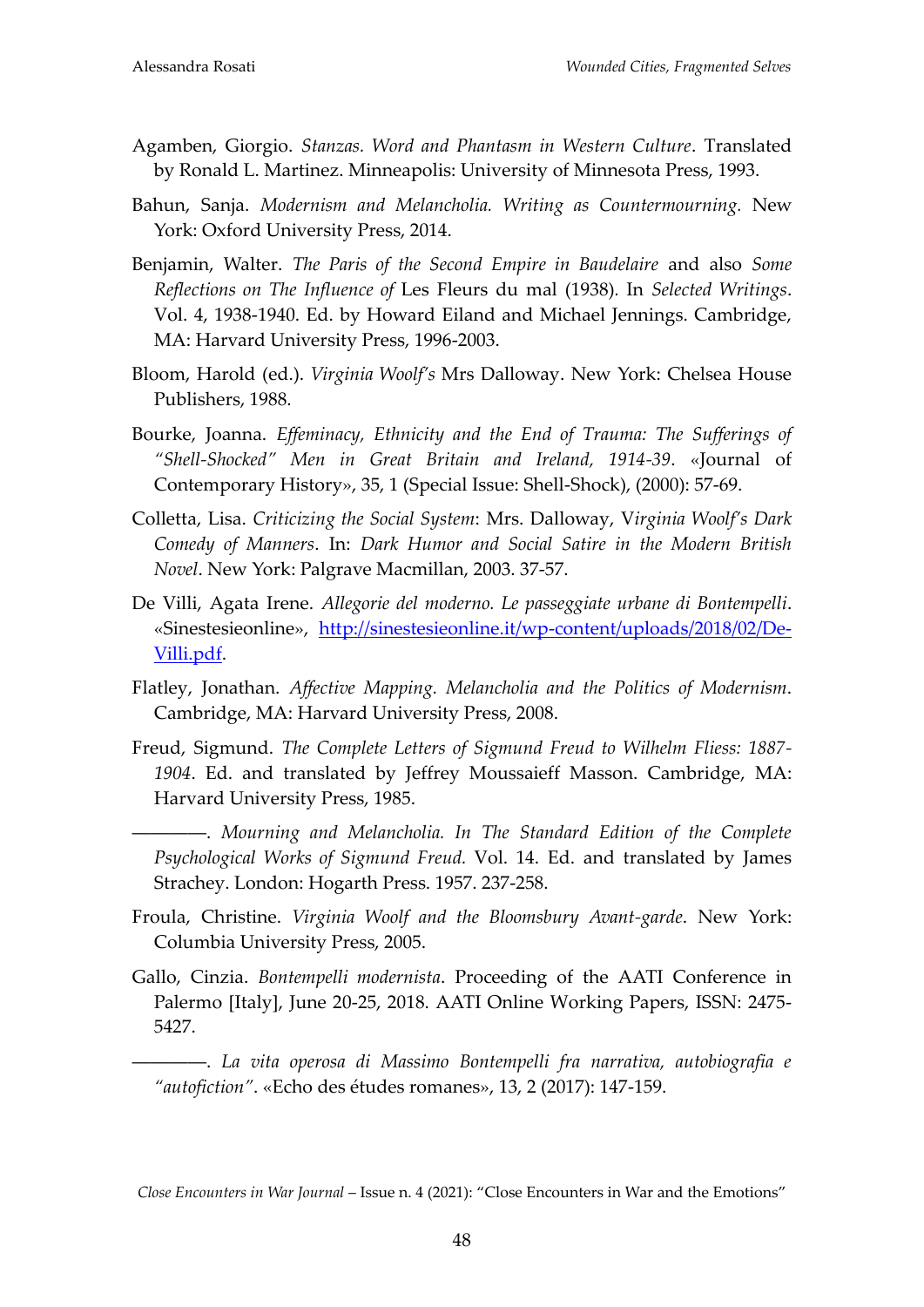Agamben, Giorgio. *Stanzas. Word and Phantasm in Western Culture*. Translated by Ronald L. Martinez. Minneapolis: University of Minnesota Press, 1993.

Bahun, Sanja. *Modernism and Melancholia. Writing as Countermourning.* New York: Oxford University Press, 2014.

Benjamin, Walter. *The Paris of the Second Empire in Baudelaire* and also *Some Reflections on The Influence of* Les Fleurs du mal (1938). In *Selected Writings*. Vol. 4, 1938-1940. Ed. by Howard Eiland and Michael Jennings. Cambridge, MA: Harvard University Press, 1996-2003.

Bloom, Harold (ed.). *Virginia Woolf's* Mrs Dalloway. New York: Chelsea House Publishers, 1988.

Bourke, Joanna. *Effeminacy, Ethnicity and the End of Trauma: The Sufferings of "Shell-Shocked" Men in Great Britain and Ireland, 1914-39*. «Journal of Contemporary History», 35, 1 (Special Issue: Shell-Shock), (2000): 57-69.

Colletta, Lisa. *Criticizing the Social System*: Mrs. Dalloway, V*irginia Woolf's Dark Comedy of Manners*. In: *Dark Humor and Social Satire in the Modern British Novel*. New York: Palgrave Macmillan, 2003. 37-57.

De Villi, Agata Irene. *Allegorie del moderno. Le passeggiate urbane di Bontempelli*. «Sinestesieonline», http://sinestesieonline.it/wp-content/uploads/2018/02/De-Villi.pdf.

Flatley, Jonathan. *Affective Mapping. Melancholia and the Politics of Modernism*. Cambridge, MA: Harvard University Press, 2008.

Freud, Sigmund. *The Complete Letters of Sigmund Freud to Wilhelm Fliess: 1887-1904*. Ed. and translated by Jeffrey Moussaieff Masson. Cambridge, MA: Harvard University Press, 1985.

————. *Mourning and Melancholia. In The Standard Edition of the Complete Psychological Works of Sigmund Freud.* Vol. 14. Ed. and translated by James Strachey. London: Hogarth Press. 1957. 237-258.

Froula, Christine. *Virginia Woolf and the Bloomsbury Avant-garde*. New York: Columbia University Press, 2005.

Gallo, Cinzia. *Bontempelli modernista*. Proceeding of the AATI Conference in Palermo [Italy], June 20-25, 2018. AATI Online Working Papers, ISSN: 2475-5427.

————. *La vita operosa di Massimo Bontempelli fra narrativa, autobiografia e "autofiction"*. «Echo des études romanes», 13, 2 (2017): 147-159.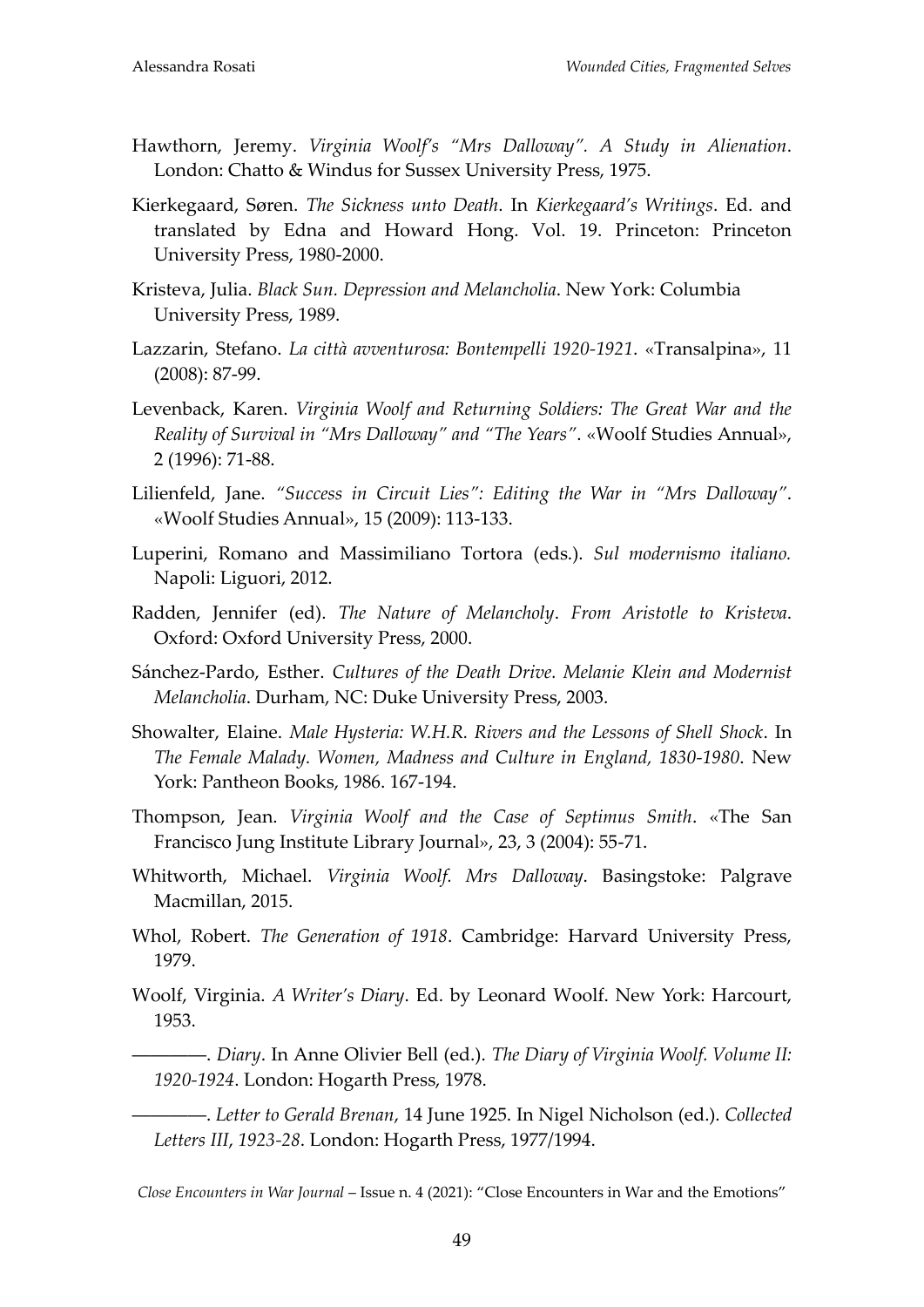Hawthorn, Jeremy. *Virginia Woolf's "Mrs Dalloway". A Study in Alienation*. London: Chatto & Windus for Sussex University Press, 1975.

Kierkegaard, Søren. *The Sickness unto Death*. In *Kierkegaard's Writings*. Ed. and translated by Edna and Howard Hong. Vol. 19. Princeton: Princeton University Press, 1980-2000.

Kristeva, Julia. *Black Sun. Depression and Melancholia*. New York: Columbia University Press, 1989.

Lazzarin, Stefano. *La città avventurosa: Bontempelli 1920-1921*. «Transalpina», 11 (2008): 87-99.

Levenback, Karen. *Virginia Woolf and Returning Soldiers: The Great War and the Reality of Survival in "Mrs Dalloway" and "The Years"*. «Woolf Studies Annual», 2 (1996): 71-88.

Lilienfeld, Jane. *"Success in Circuit Lies": Editing the War in "Mrs Dalloway"*. «Woolf Studies Annual», 15 (2009): 113-133.

Luperini, Romano and Massimiliano Tortora (eds.). *Sul modernismo italiano.* Napoli: Liguori, 2012.

Radden, Jennifer (ed). *The Nature of Melancholy*. *From Aristotle to Kristeva*. Oxford: Oxford University Press, 2000.

Sánchez-Pardo, Esther. *Cultures of the Death Drive. Melanie Klein and Modernist Melancholia*. Durham, NC: Duke University Press, 2003.

Showalter, Elaine. *Male Hysteria: W.H.R. Rivers and the Lessons of Shell Shock*. In *The Female Malady. Women, Madness and Culture in England, 1830-1980*. New York: Pantheon Books, 1986. 167-194.

Thompson, Jean. *Virginia Woolf and the Case of Septimus Smith*. «The San Francisco Jung Institute Library Journal», 23, 3 (2004): 55-71.

Whitworth, Michael. *Virginia Woolf. Mrs Dalloway*. Basingstoke: Palgrave Macmillan, 2015.

Whol, Robert. *The Generation of 1918*. Cambridge: Harvard University Press, 1979.

Woolf, Virginia. *A Writer's Diary*. Ed. by Leonard Woolf. New York: Harcourt, 1953.

————. *Diary*. In Anne Olivier Bell (ed.). *The Diary of Virginia Woolf. Volume II: 1920-1924*. London: Hogarth Press, 1978.

————. *Letter to Gerald Brenan*, 14 June 1925. In Nigel Nicholson (ed.). *Collected Letters III*, *1923-28*. London: Hogarth Press, 1977/1994.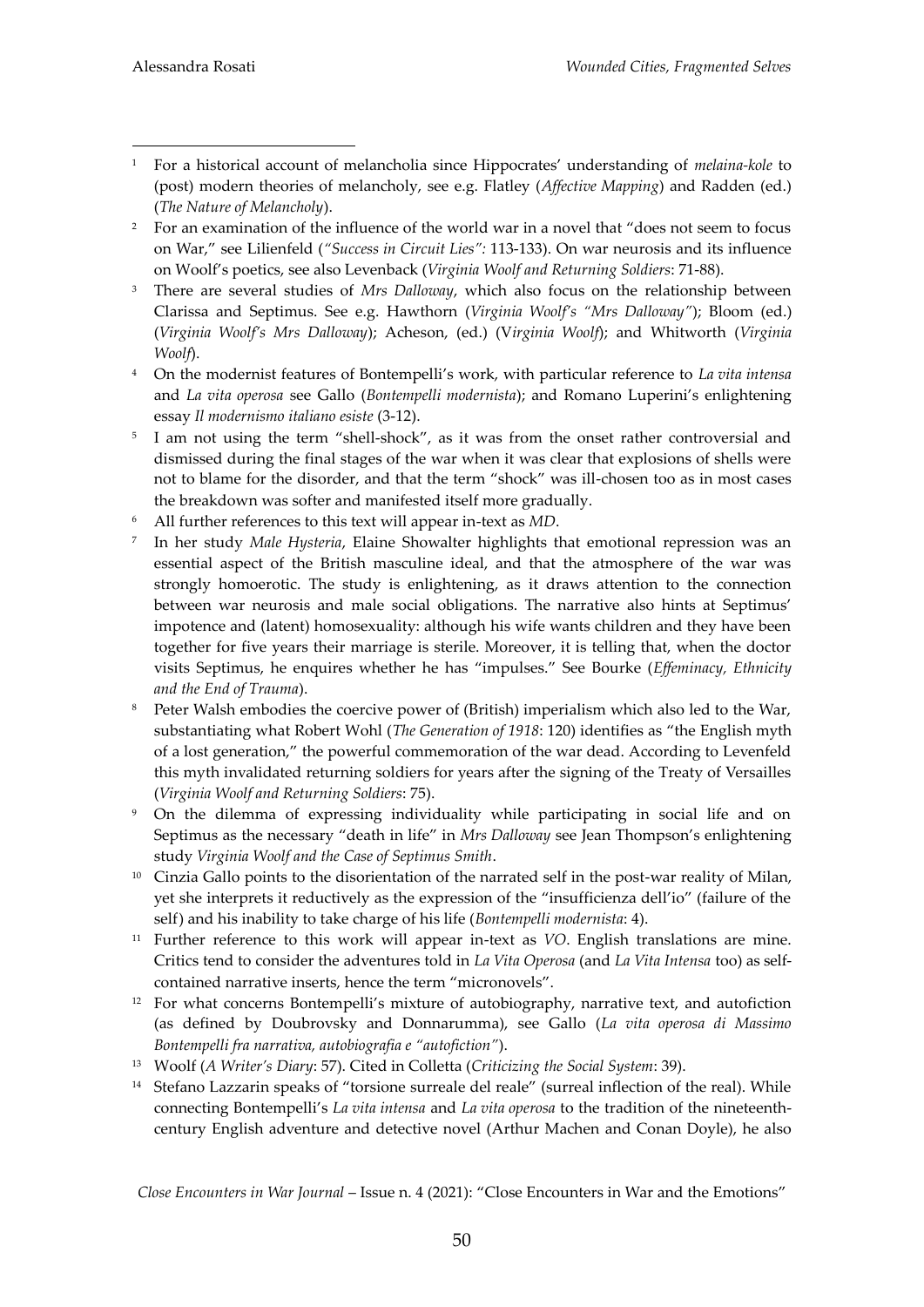[1] For a historical account of melancholia since Hippocrates' understanding of *melaina-kole* to (post) modern theories of melancholy, see e.g. Flatley (*Affective Mapping*) and Radden (ed.) (*The Nature of Melancholy*).

[2] For an examination of the influence of the world war in a novel that "does not seem to focus on War," see Lilienfeld (*"Success in Circuit Lies"*: 113-133). On war neurosis and its influence on Woolf's poetics, see also Levenback (*Virginia Woolf and Returning Soldiers*: 71-88).

[3] There are several studies of *Mrs Dalloway*, which also focus on the relationship between Clarissa and Septimus. See e.g. Hawthorn (*Virginia Woolf's "Mrs Dalloway"*); Bloom (ed.) (*Virginia Woolf's Mrs Dalloway*); Acheson, (ed.) (V*irginia Woolf*); and Whitworth (*Virginia Woolf*).

[4] On the modernist features of Bontempelli's work, with particular reference to *La vita intensa* and *La vita operosa* see Gallo (*Bontempelli modernista*); and Romano Luperini's enlightening essay *Il modernismo italiano esiste* (3-12).

[5] I am not using the term "shell-shock", as it was from the onset rather controversial and dismissed during the final stages of the war when it was clear that explosions of shells were not to blame for the disorder, and that the term "shock" was ill-chosen too as in most cases the breakdown was softer and manifested itself more gradually.

[6] All further references to this text will appear in-text as *MD*.

[7] In her study *Male Hysteria*, Elaine Showalter highlights that emotional repression was an essential aspect of the British masculine ideal, and that the atmosphere of the war was strongly homoerotic. The study is enlightening, as it draws attention to the connection between war neurosis and male social obligations. The narrative also hints at Septimus' impotence and (latent) homosexuality: although his wife wants children and they have been together for five years their marriage is sterile. Moreover, it is telling that, when the doctor visits Septimus, he enquires whether he has "impulses." See Bourke (*Effeminacy, Ethnicity and the End of Trauma*).

[8] Peter Walsh embodies the coercive power of (British) imperialism which also led to the War, substantiating what Robert Wohl (*The Generation of 1918*: 120) identifies as "the English myth of a lost generation," the powerful commemoration of the war dead. According to Levenfeld this myth invalidated returning soldiers for years after the signing of the Treaty of Versailles (*Virginia Woolf and Returning Soldiers*: 75).

[9] On the dilemma of expressing individuality while participating in social life and on Septimus as the necessary "death in life" in *Mrs Dalloway* see Jean Thompson's enlightening study *Virginia Woolf and the Case of Septimus Smith*.

[10] Cinzia Gallo points to the disorientation of the narrated self in the post-war reality of Milan, yet she interprets it reductively as the expression of the "insufficienza dell'io" (failure of the self) and his inability to take charge of his life (*Bontempelli modernista*: 4).

[11] Further reference to this work will appear in-text as *VO*. English translations are mine. Critics tend to consider the adventures told in *La Vita Operosa* (and *La Vita Intensa* too) as self-contained narrative inserts, hence the term "micronovels".

[12] For what concerns Bontempelli's mixture of autobiography, narrative text, and autofiction (as defined by Doubrovsky and Donnarumma), see Gallo (*La vita operosa di Massimo Bontempelli fra narrativa, autobiografia e "autofiction"*).

[13] Woolf (*A Writer's Diary*: 57). Cited in Colletta (*Criticizing the Social System*: 39).

[14] Stefano Lazzarin speaks of "torsione surreale del reale" (surreal inflection of the real). While connecting Bontempelli's *La vita intensa* and *La vita operosa* to the tradition of the nineteenth-century English adventure and detective novel (Arthur Machen and Conan Doyle), he also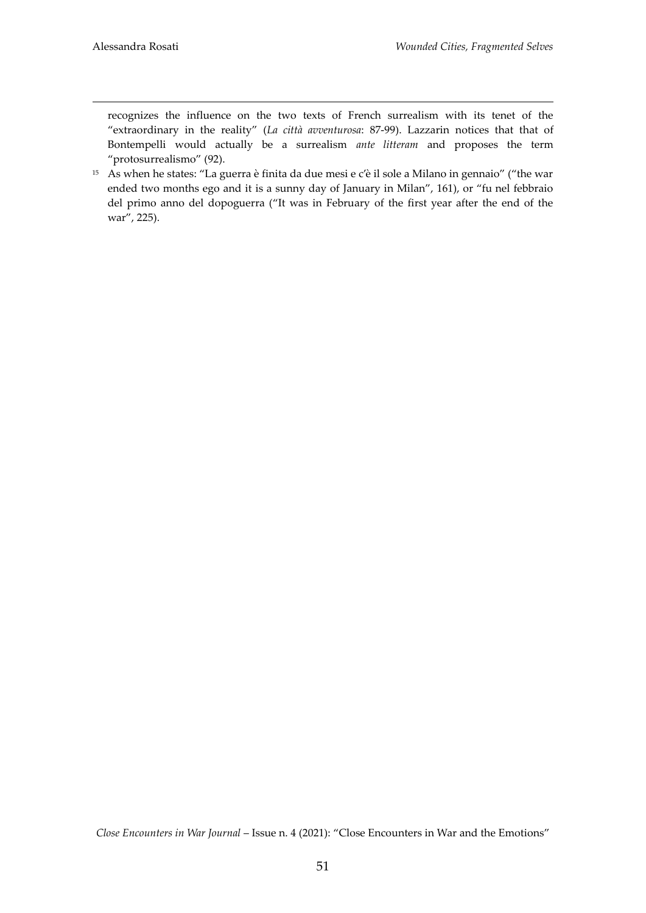recognizes the influence on the two texts of French surrealism with its tenet of the "extraordinary in the reality" (*La città avventurosa*: 87-99). Lazzarin notices that that of Bontempelli would actually be a surrealism *ante litteram* and proposes the term "protosurrealismo" (92).

[15] As when he states: "La guerra è finita da due mesi e c'è il sole a Milano in gennaio" ("the war ended two months ego and it is a sunny day of January in Milan", 161), or "fu nel febbraio del primo anno del dopoguerra ("It was in February of the first year after the end of the war", 225).